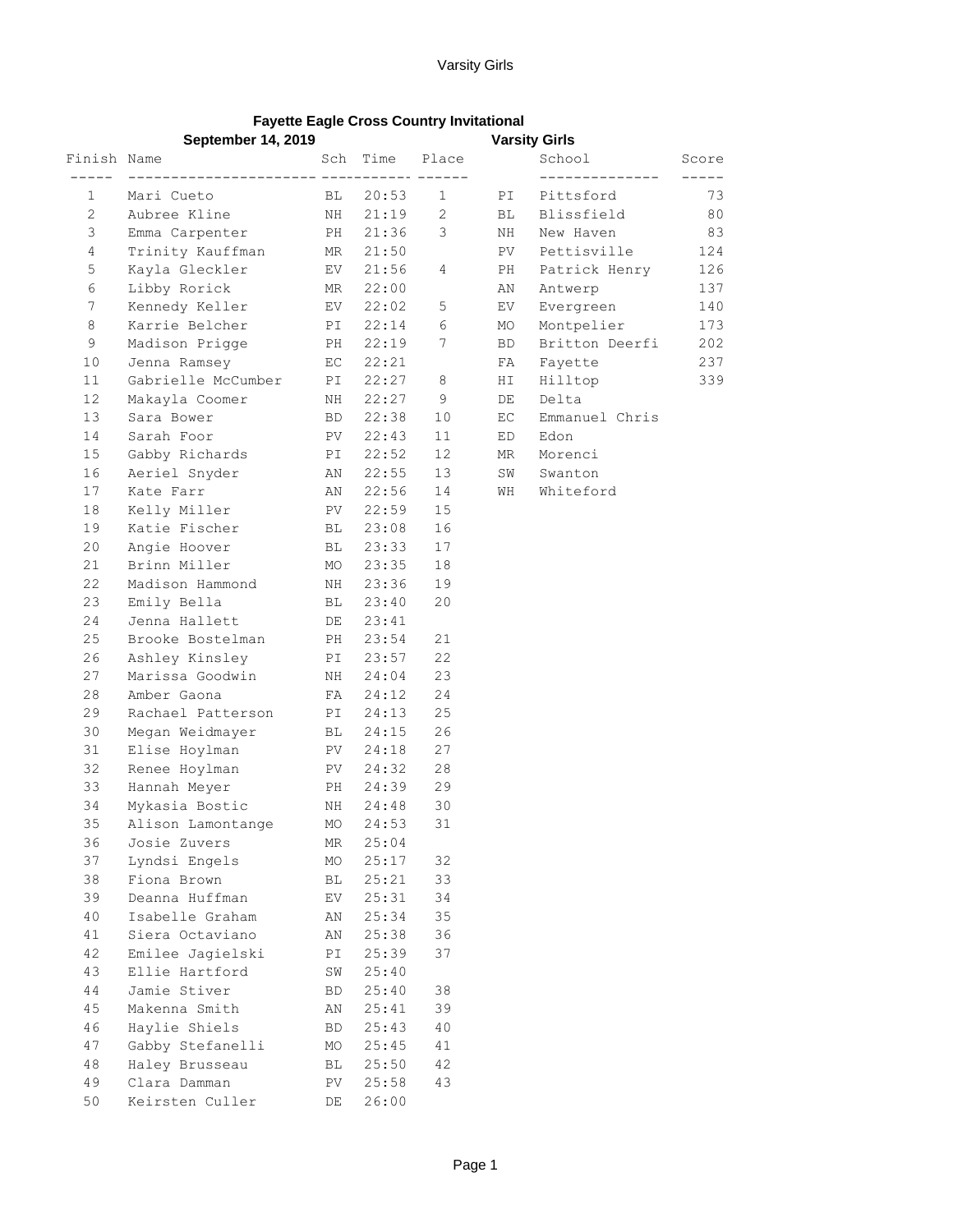# Fayette Eagle Cross Country Invitational

**September 14, 2019** **Varsity Girls**

| Finish | Name | Sch | Time | Place |
|---|---|---|---|---|
| 1 | Mari Cueto | BL | 20:53 | 1 |
| 2 | Aubree Kline | NH | 21:19 | 2 |
| 3 | Emma Carpenter | PH | 21:36 | 3 |
| 4 | Trinity Kauffman | MR | 21:50 | |
| 5 | Kayla Gleckler | EV | 21:56 | 4 |
| 6 | Libby Rorick | MR | 22:00 | |
| 7 | Kennedy Keller | EV | 22:02 | 5 |
| 8 | Karrie Belcher | PI | 22:14 | 6 |
| 9 | Madison Prigge | PH | 22:19 | 7 |
| 10 | Jenna Ramsey | EC | 22:21 | |
| 11 | Gabrielle McCumber | PI | 22:27 | 8 |
| 12 | Makayla Coomer | NH | 22:27 | 9 |
| 13 | Sara Bower | BD | 22:38 | 10 |
| 14 | Sarah Foor | PV | 22:43 | 11 |
| 15 | Gabby Richards | PI | 22:52 | 12 |
| 16 | Aeriel Snyder | AN | 22:55 | 13 |
| 17 | Kate Farr | AN | 22:56 | 14 |
| 18 | Kelly Miller | PV | 22:59 | 15 |
| 19 | Katie Fischer | BL | 23:08 | 16 |
| 20 | Angie Hoover | BL | 23:33 | 17 |
| 21 | Brinn Miller | MO | 23:35 | 18 |
| 22 | Madison Hammond | NH | 23:36 | 19 |
| 23 | Emily Bella | BL | 23:40 | 20 |
| 24 | Jenna Hallett | DE | 23:41 | |
| 25 | Brooke Bostelman | PH | 23:54 | 21 |
| 26 | Ashley Kinsley | PI | 23:57 | 22 |
| 27 | Marissa Goodwin | NH | 24:04 | 23 |
| 28 | Amber Gaona | FA | 24:12 | 24 |
| 29 | Rachael Patterson | PI | 24:13 | 25 |
| 30 | Megan Weidmayer | BL | 24:15 | 26 |
| 31 | Elise Hoylman | PV | 24:18 | 27 |
| 32 | Renee Hoylman | PV | 24:32 | 28 |
| 33 | Hannah Meyer | PH | 24:39 | 29 |
| 34 | Mykasia Bostic | NH | 24:48 | 30 |
| 35 | Alison Lamontange | MO | 24:53 | 31 |
| 36 | Josie Zuvers | MR | 25:04 | |
| 37 | Lyndsi Engels | MO | 25:17 | 32 |
| 38 | Fiona Brown | BL | 25:21 | 33 |
| 39 | Deanna Huffman | EV | 25:31 | 34 |
| 40 | Isabelle Graham | AN | 25:34 | 35 |
| 41 | Siera Octaviano | AN | 25:38 | 36 |
| 42 | Emilee Jagielski | PI | 25:39 | 37 |
| 43 | Ellie Hartford | SW | 25:40 | |
| 44 | Jamie Stiver | BD | 25:40 | 38 |
| 45 | Makenna Smith | AN | 25:41 | 39 |
| 46 | Haylie Shiels | BD | 25:43 | 40 |
| 47 | Gabby Stefanelli | MO | 25:45 | 41 |
| 48 | Haley Brusseau | BL | 25:50 | 42 |
| 49 | Clara Damman | PV | 25:58 | 43 |
| 50 | Keirsten Culler | DE | 26:00 | |

| | School | Score |
|---|---|---|
| PI | Pittsford | 73 |
| BL | Blissfield | 80 |
| NH | New Haven | 83 |
| PV | Pettisville | 124 |
| PH | Patrick Henry | 126 |
| AN | Antwerp | 137 |
| EV | Evergreen | 140 |
| MO | Montpelier | 173 |
| BD | Britton Deerfi | 202 |
| FA | Fayette | 237 |
| HI | Hilltop | 339 |
| DE | Delta | |
| EC | Emmanuel Chris | |
| ED | Edon | |
| MR | Morenci | |
| SW | Swanton | |
| WH | Whiteford | |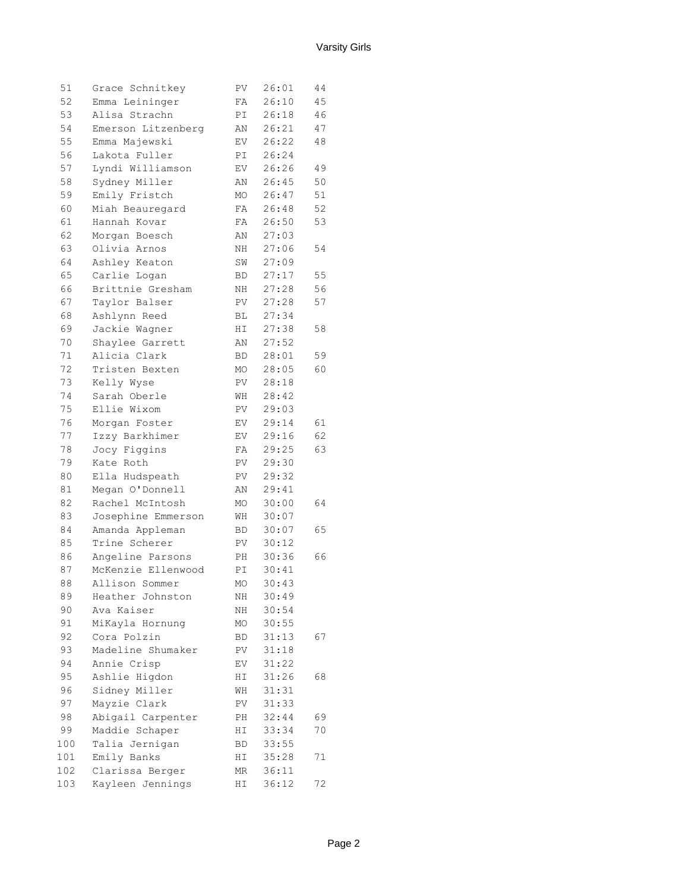## Varsity Girls

| | | | | |
|---|---|---|---|---|
| 51 | Grace Schnitkey | PV | 26:01 | 44 |
| 52 | Emma Leininger | FA | 26:10 | 45 |
| 53 | Alisa Strachn | PI | 26:18 | 46 |
| 54 | Emerson Litzenberg | AN | 26:21 | 47 |
| 55 | Emma Majewski | EV | 26:22 | 48 |
| 56 | Lakota Fuller | PI | 26:24 | |
| 57 | Lyndi Williamson | EV | 26:26 | 49 |
| 58 | Sydney Miller | AN | 26:45 | 50 |
| 59 | Emily Fristch | MO | 26:47 | 51 |
| 60 | Miah Beauregard | FA | 26:48 | 52 |
| 61 | Hannah Kovar | FA | 26:50 | 53 |
| 62 | Morgan Boesch | AN | 27:03 | |
| 63 | Olivia Arnos | NH | 27:06 | 54 |
| 64 | Ashley Keaton | SW | 27:09 | |
| 65 | Carlie Logan | BD | 27:17 | 55 |
| 66 | Brittnie Gresham | NH | 27:28 | 56 |
| 67 | Taylor Balser | PV | 27:28 | 57 |
| 68 | Ashlynn Reed | BL | 27:34 | |
| 69 | Jackie Wagner | HI | 27:38 | 58 |
| 70 | Shaylee Garrett | AN | 27:52 | |
| 71 | Alicia Clark | BD | 28:01 | 59 |
| 72 | Tristen Bexten | MO | 28:05 | 60 |
| 73 | Kelly Wyse | PV | 28:18 | |
| 74 | Sarah Oberle | WH | 28:42 | |
| 75 | Ellie Wixom | PV | 29:03 | |
| 76 | Morgan Foster | EV | 29:14 | 61 |
| 77 | Izzy Barkhimer | EV | 29:16 | 62 |
| 78 | Jocy Figgins | FA | 29:25 | 63 |
| 79 | Kate Roth | PV | 29:30 | |
| 80 | Ella Hudspeath | PV | 29:32 | |
| 81 | Megan O'Donnell | AN | 29:41 | |
| 82 | Rachel McIntosh | MO | 30:00 | 64 |
| 83 | Josephine Emmerson | WH | 30:07 | |
| 84 | Amanda Appleman | BD | 30:07 | 65 |
| 85 | Trine Scherer | PV | 30:12 | |
| 86 | Angeline Parsons | PH | 30:36 | 66 |
| 87 | McKenzie Ellenwood | PI | 30:41 | |
| 88 | Allison Sommer | MO | 30:43 | |
| 89 | Heather Johnston | NH | 30:49 | |
| 90 | Ava Kaiser | NH | 30:54 | |
| 91 | MiKayla Hornung | MO | 30:55 | |
| 92 | Cora Polzin | BD | 31:13 | 67 |
| 93 | Madeline Shumaker | PV | 31:18 | |
| 94 | Annie Crisp | EV | 31:22 | |
| 95 | Ashlie Higdon | HI | 31:26 | 68 |
| 96 | Sidney Miller | WH | 31:31 | |
| 97 | Mayzie Clark | PV | 31:33 | |
| 98 | Abigail Carpenter | PH | 32:44 | 69 |
| 99 | Maddie Schaper | HI | 33:34 | 70 |
| 100 | Talia Jernigan | BD | 33:55 | |
| 101 | Emily Banks | HI | 35:28 | 71 |
| 102 | Clarissa Berger | MR | 36:11 | |
| 103 | Kayleen Jennings | HI | 36:12 | 72 |